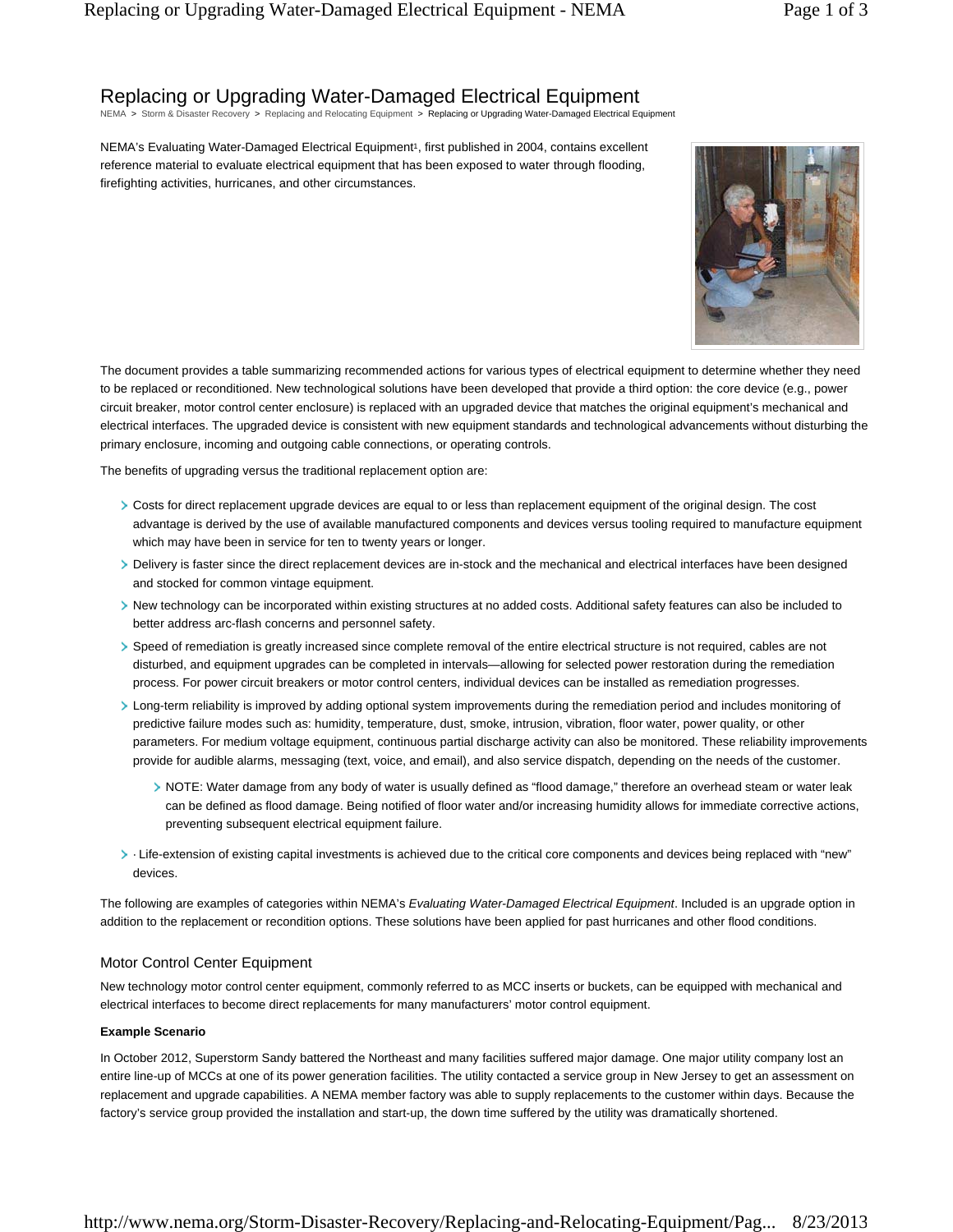# Replacing or Upgrading Water-Damaged Electrical Equipment

NEMA > Storm & Disaster Recovery > Replacing and Relocating Equipment > Replacing or Upgrading Water-Damaged Electrical Equipment

NEMA's Evaluating Water-Damaged Electrical Equipment[1], first published in 2004, contains excellent reference material to evaluate electrical equipment that has been exposed to water through flooding, firefighting activities, hurricanes, and other circumstances.

The document provides a table summarizing recommended actions for various types of electrical equipment to determine whether they need to be replaced or reconditioned. New technological solutions have been developed that provide a third option: the core device (e.g., power circuit breaker, motor control center enclosure) is replaced with an upgraded device that matches the original equipment's mechanical and electrical interfaces. The upgraded device is consistent with new equipment standards and technological advancements without disturbing the primary enclosure, incoming and outgoing cable connections, or operating controls.

The benefits of upgrading versus the traditional replacement option are:

- Costs for direct replacement upgrade devices are equal to or less than replacement equipment of the original design. The cost advantage is derived by the use of available manufactured components and devices versus tooling required to manufacture equipment which may have been in service for ten to twenty years or longer.
- Delivery is faster since the direct replacement devices are in-stock and the mechanical and electrical interfaces have been designed and stocked for common vintage equipment.
- New technology can be incorporated within existing structures at no added costs. Additional safety features can also be included to better address arc-flash concerns and personnel safety.
- Speed of remediation is greatly increased since complete removal of the entire electrical structure is not required, cables are not disturbed, and equipment upgrades can be completed in intervals—allowing for selected power restoration during the remediation process. For power circuit breakers or motor control centers, individual devices can be installed as remediation progresses.
- Long-term reliability is improved by adding optional system improvements during the remediation period and includes monitoring of predictive failure modes such as: humidity, temperature, dust, smoke, intrusion, vibration, floor water, power quality, or other parameters. For medium voltage equipment, continuous partial discharge activity can also be monitored. These reliability improvements provide for audible alarms, messaging (text, voice, and email), and also service dispatch, depending on the needs of the customer.
    - NOTE: Water damage from any body of water is usually defined as "flood damage," therefore an overhead steam or water leak can be defined as flood damage. Being notified of floor water and/or increasing humidity allows for immediate corrective actions, preventing subsequent electrical equipment failure.
- · Life-extension of existing capital investments is achieved due to the critical core components and devices being replaced with "new" devices.

The following are examples of categories within NEMA's *Evaluating Water-Damaged Electrical Equipment*. Included is an upgrade option in addition to the replacement or recondition options. These solutions have been applied for past hurricanes and other flood conditions.

## Motor Control Center Equipment

New technology motor control center equipment, commonly referred to as MCC inserts or buckets, can be equipped with mechanical and electrical interfaces to become direct replacements for many manufacturers' motor control equipment.

**Example Scenario**

In October 2012, Superstorm Sandy battered the Northeast and many facilities suffered major damage. One major utility company lost an entire line-up of MCCs at one of its power generation facilities. The utility contacted a service group in New Jersey to get an assessment on replacement and upgrade capabilities. A NEMA member factory was able to supply replacements to the customer within days. Because the factory's service group provided the installation and start-up, the down time suffered by the utility was dramatically shortened.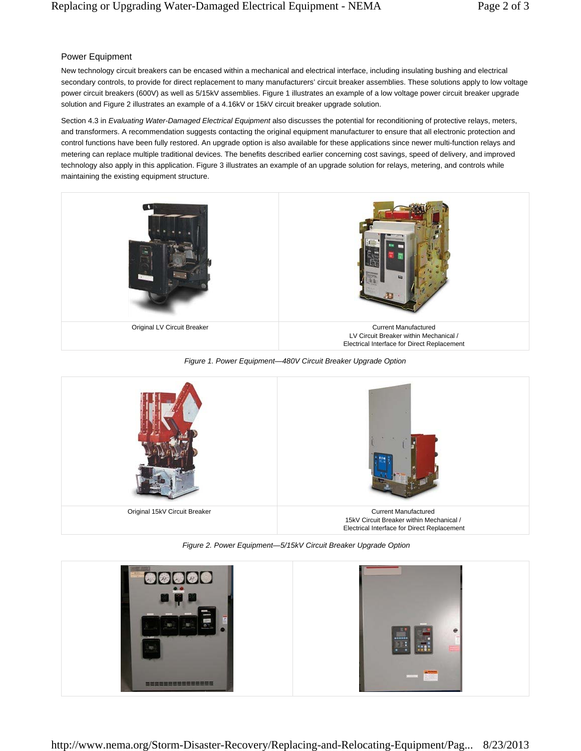## Power Equipment

New technology circuit breakers can be encased within a mechanical and electrical interface, including insulating bushing and electrical secondary controls, to provide for direct replacement to many manufacturers' circuit breaker assemblies. These solutions apply to low voltage power circuit breakers (600V) as well as 5/15kV assemblies. Figure 1 illustrates an example of a low voltage power circuit breaker upgrade solution and Figure 2 illustrates an example of a 4.16kV or 15kV circuit breaker upgrade solution.

Section 4.3 in *Evaluating Water-Damaged Electrical Equipment* also discusses the potential for reconditioning of protective relays, meters, and transformers. A recommendation suggests contacting the original equipment manufacturer to ensure that all electronic protection and control functions have been fully restored. An upgrade option is also available for these applications since newer multi-function relays and metering can replace multiple traditional devices. The benefits described earlier concerning cost savings, speed of delivery, and improved technology also apply in this application. Figure 3 illustrates an example of an upgrade solution for relays, metering, and controls while maintaining the existing equipment structure.

| | |
|---|---|
| Original LV Circuit Breaker | Current Manufactured LV Circuit Breaker within Mechanical / Electrical Interface for Direct Replacement |

*Figure 1. Power Equipment—480V Circuit Breaker Upgrade Option*

| | |
|---|---|
| Original 15kV Circuit Breaker | Current Manufactured 15kV Circuit Breaker within Mechanical / Electrical Interface for Direct Replacement |

*Figure 2. Power Equipment—5/15kV Circuit Breaker Upgrade Option*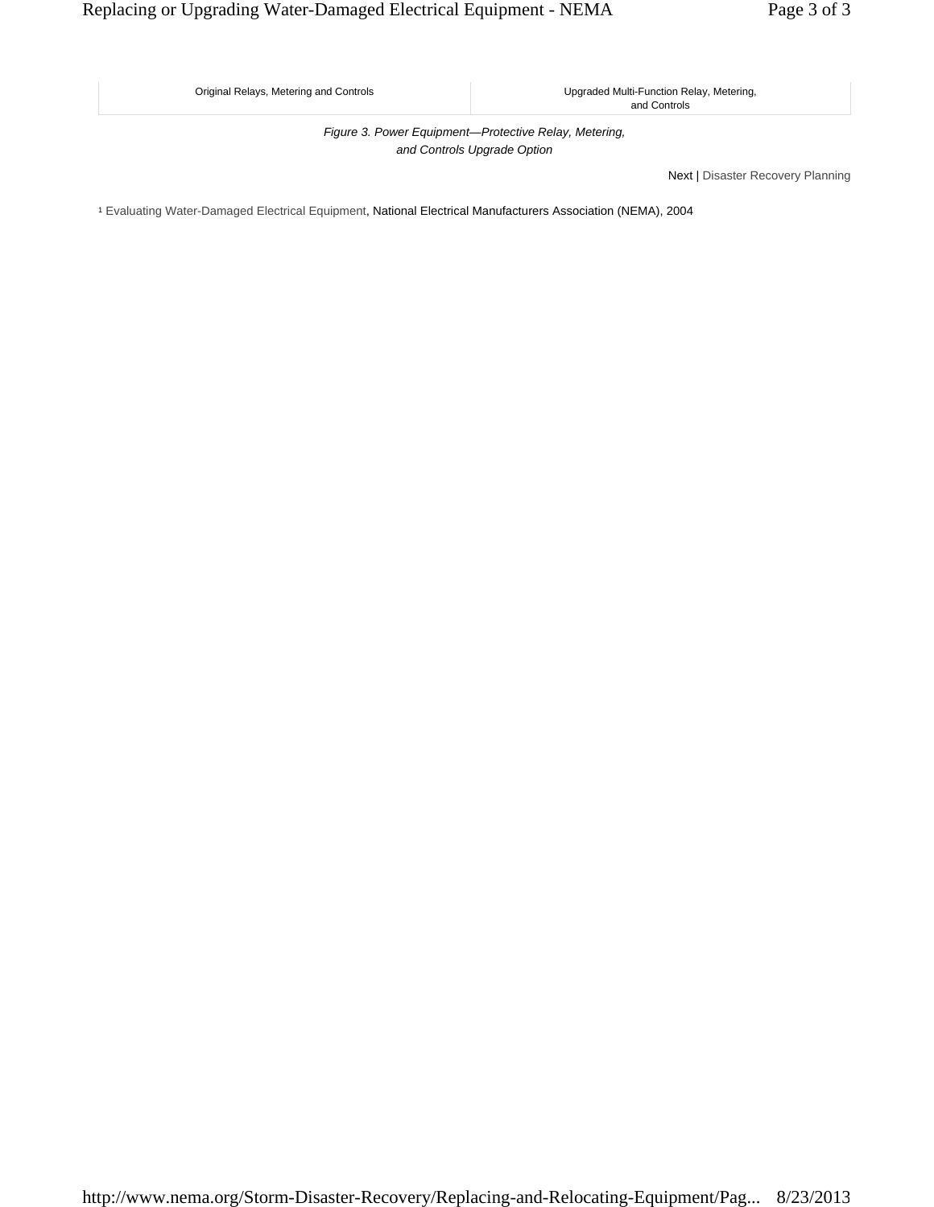| Original Relays, Metering and Controls | Upgraded Multi-Function Relay, Metering, and Controls |
|---|---|

*Figure 3. Power Equipment—Protective Relay, Metering, and Controls Upgrade Option*

Next | Disaster Recovery Planning

[1] Evaluating Water-Damaged Electrical Equipment, National Electrical Manufacturers Association (NEMA), 2004